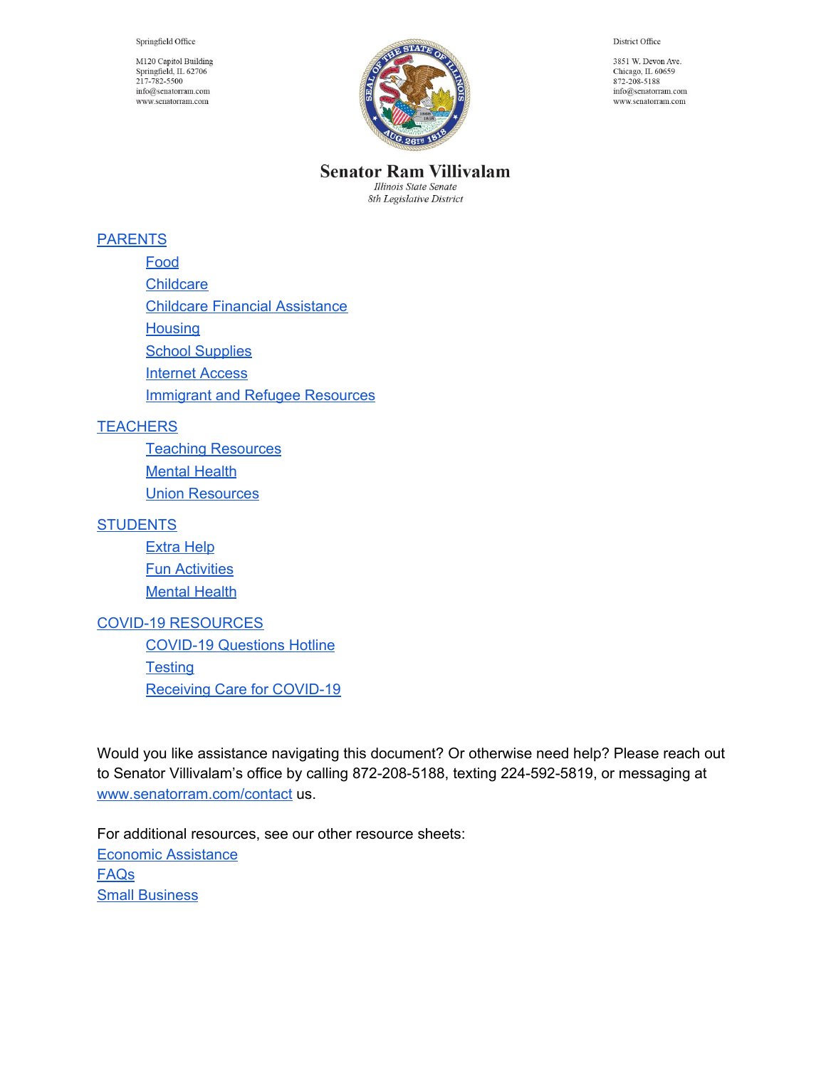Springfield Office

M120 Capitol Building
Springfield, IL 62706
217-782-5500
info@senatorram.com
www.senatorram.com

District Office

3851 W. Devon Ave.
Chicago, IL 60659
872-208-5188
info@senatorram.com
www.senatorram.com

# Senator Ram Villivalam

*Illinois State Senate*
*8th Legislative District*

- PARENTS
  - Food
  - Childcare
  - Childcare Financial Assistance
  - Housing
  - School Supplies
  - Internet Access
  - Immigrant and Refugee Resources
- TEACHERS
  - Teaching Resources
  - Mental Health
  - Union Resources
- STUDENTS
  - Extra Help
  - Fun Activities
  - Mental Health
- COVID-19 RESOURCES
  - COVID-19 Questions Hotline
  - Testing
  - Receiving Care for COVID-19

Would you like assistance navigating this document? Or otherwise need help? Please reach out to Senator Villivalam's office by calling 872-208-5188, texting 224-592-5819, or messaging at www.senatorram.com/contact us.

For additional resources, see our other resource sheets:
Economic Assistance
FAQs
Small Business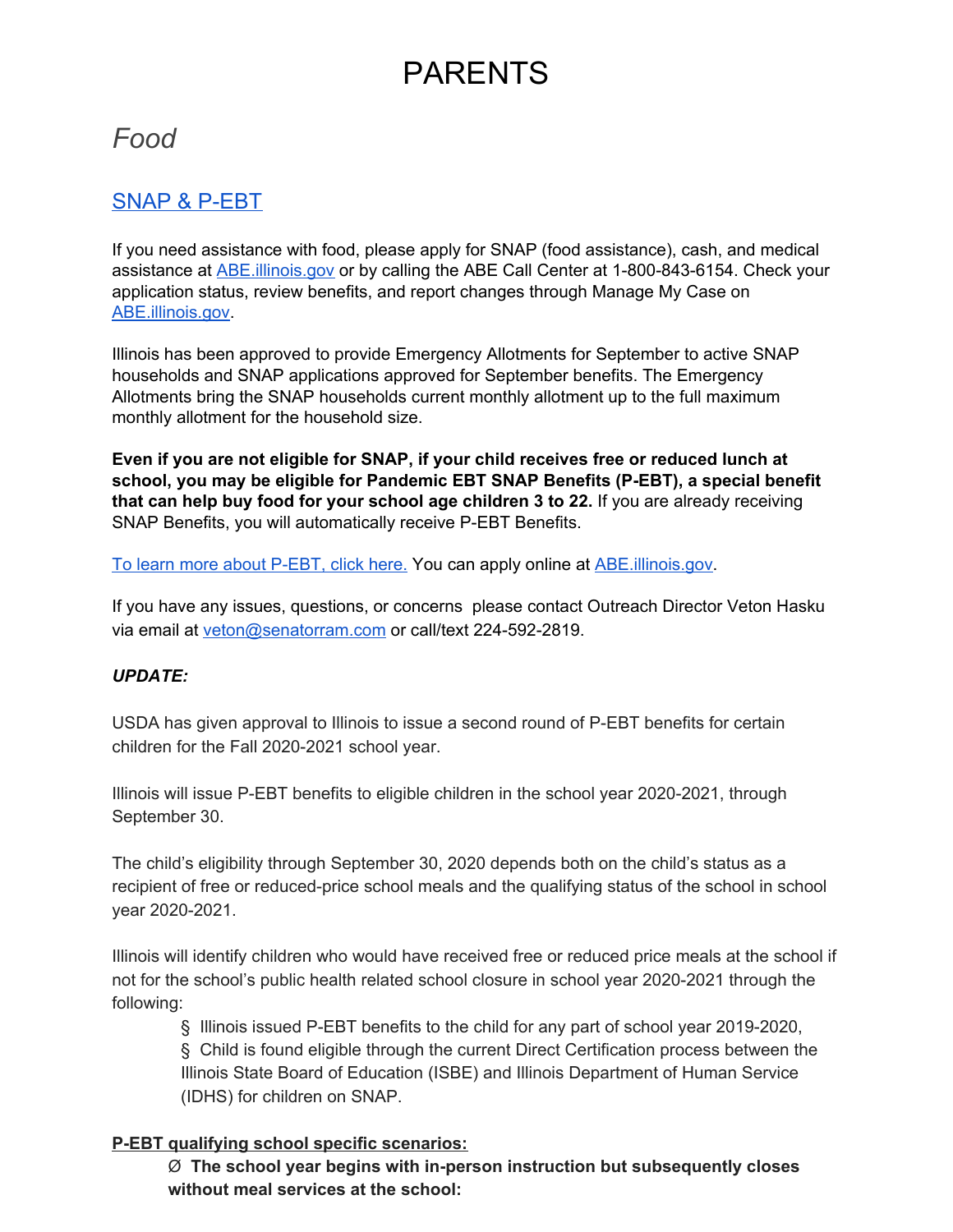# PARENTS

## *Food*

### [SNAP & P-EBT]

If you need assistance with food, please apply for SNAP (food assistance), cash, and medical assistance at [ABE.illinois.gov] or by calling the ABE Call Center at 1-800-843-6154. Check your application status, review benefits, and report changes through Manage My Case on [ABE.illinois.gov].

Illinois has been approved to provide Emergency Allotments for September to active SNAP households and SNAP applications approved for September benefits. The Emergency Allotments bring the SNAP households current monthly allotment up to the full maximum monthly allotment for the household size.

**Even if you are not eligible for SNAP, if your child receives free or reduced lunch at school, you may be eligible for Pandemic EBT SNAP Benefits (P-EBT), a special benefit that can help buy food for your school age children 3 to 22.** If you are already receiving SNAP Benefits, you will automatically receive P-EBT Benefits.

[To learn more about P-EBT, click here.] You can apply online at [ABE.illinois.gov].

If you have any issues, questions, or concerns please contact Outreach Director Veton Hasku via email at [veton@senatorram.com] or call/text 224-592-2819.

***UPDATE:***

USDA has given approval to Illinois to issue a second round of P-EBT benefits for certain children for the Fall 2020-2021 school year.

Illinois will issue P-EBT benefits to eligible children in the school year 2020-2021, through September 30.

The child's eligibility through September 30, 2020 depends both on the child's status as a recipient of free or reduced-price school meals and the qualifying status of the school in school year 2020-2021.

Illinois will identify children who would have received free or reduced price meals at the school if not for the school's public health related school closure in school year 2020-2021 through the following:

- Illinois issued P-EBT benefits to the child for any part of school year 2019-2020,
- Child is found eligible through the current Direct Certification process between the Illinois State Board of Education (ISBE) and Illinois Department of Human Service (IDHS) for children on SNAP.

<u>**P-EBT qualifying school specific scenarios:**</u>

- **The school year begins with in-person instruction but subsequently closes without meal services at the school:**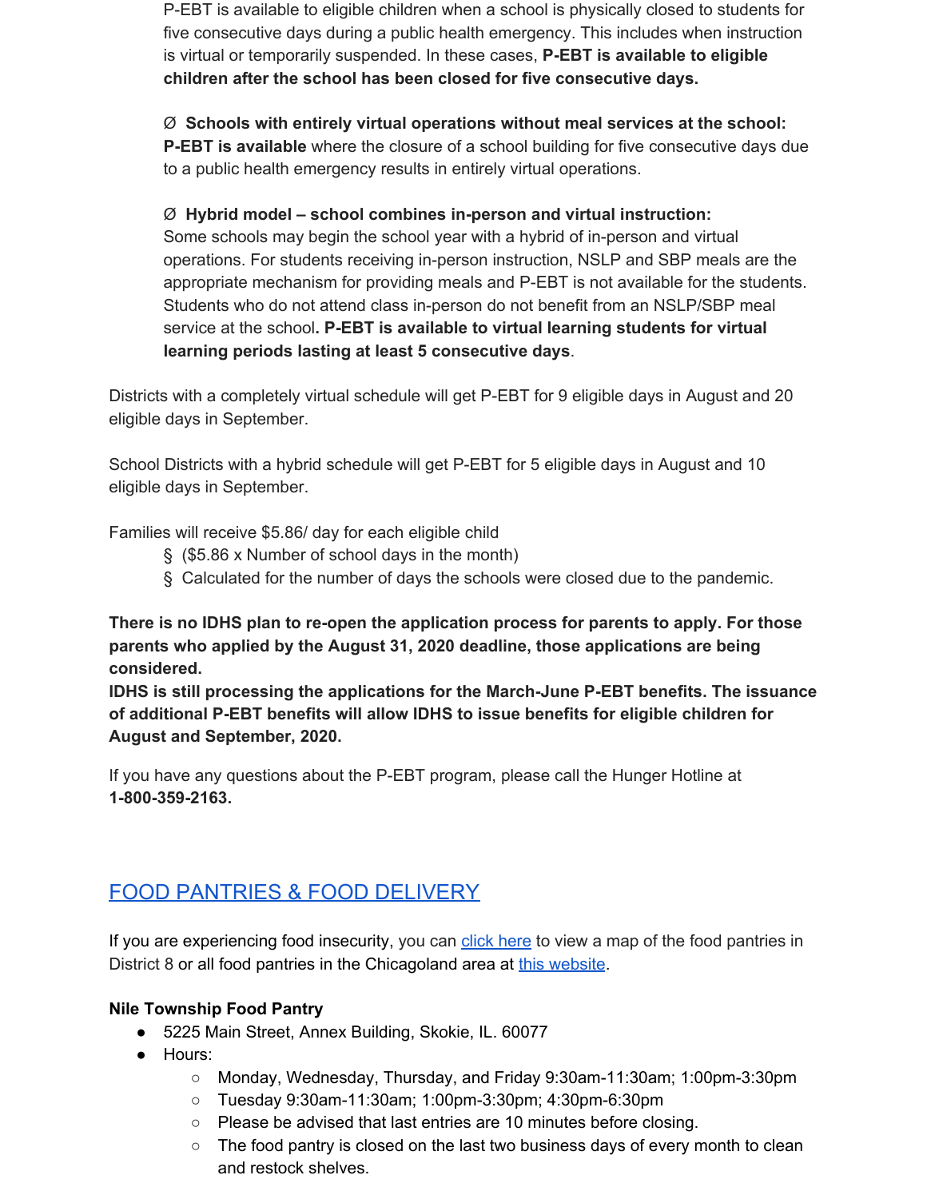P-EBT is available to eligible children when a school is physically closed to students for five consecutive days during a public health emergency. This includes when instruction is virtual or temporarily suspended. In these cases, **P-EBT is available to eligible children after the school has been closed for five consecutive days.**

Ø **Schools with entirely virtual operations without meal services at the school: P-EBT is available** where the closure of a school building for five consecutive days due to a public health emergency results in entirely virtual operations.

Ø **Hybrid model – school combines in-person and virtual instruction:** Some schools may begin the school year with a hybrid of in-person and virtual operations. For students receiving in-person instruction, NSLP and SBP meals are the appropriate mechanism for providing meals and P-EBT is not available for the students. Students who do not attend class in-person do not benefit from an NSLP/SBP meal service at the school**. P-EBT is available to virtual learning students for virtual learning periods lasting at least 5 consecutive days**.

Districts with a completely virtual schedule will get P-EBT for 9 eligible days in August and 20 eligible days in September.

School Districts with a hybrid schedule will get P-EBT for 5 eligible days in August and 10 eligible days in September.

Families will receive $5.86/ day for each eligible child

- § ($5.86 x Number of school days in the month)
- § Calculated for the number of days the schools were closed due to the pandemic.

**There is no IDHS plan to re-open the application process for parents to apply. For those parents who applied by the August 31, 2020 deadline, those applications are being considered.**
**IDHS is still processing the applications for the March-June P-EBT benefits. The issuance of additional P-EBT benefits will allow IDHS to issue benefits for eligible children for August and September, 2020.**

If you have any questions about the P-EBT program, please call the Hunger Hotline at **1-800-359-2163.**

## FOOD PANTRIES & FOOD DELIVERY

If you are experiencing food insecurity, you can click here to view a map of the food pantries in District 8 or all food pantries in the Chicagoland area at this website.

**Nile Township Food Pantry**

- 5225 Main Street, Annex Building, Skokie, IL. 60077
- Hours:
    - Monday, Wednesday, Thursday, and Friday 9:30am-11:30am; 1:00pm-3:30pm
    - Tuesday 9:30am-11:30am; 1:00pm-3:30pm; 4:30pm-6:30pm
    - Please be advised that last entries are 10 minutes before closing.
    - The food pantry is closed on the last two business days of every month to clean and restock shelves.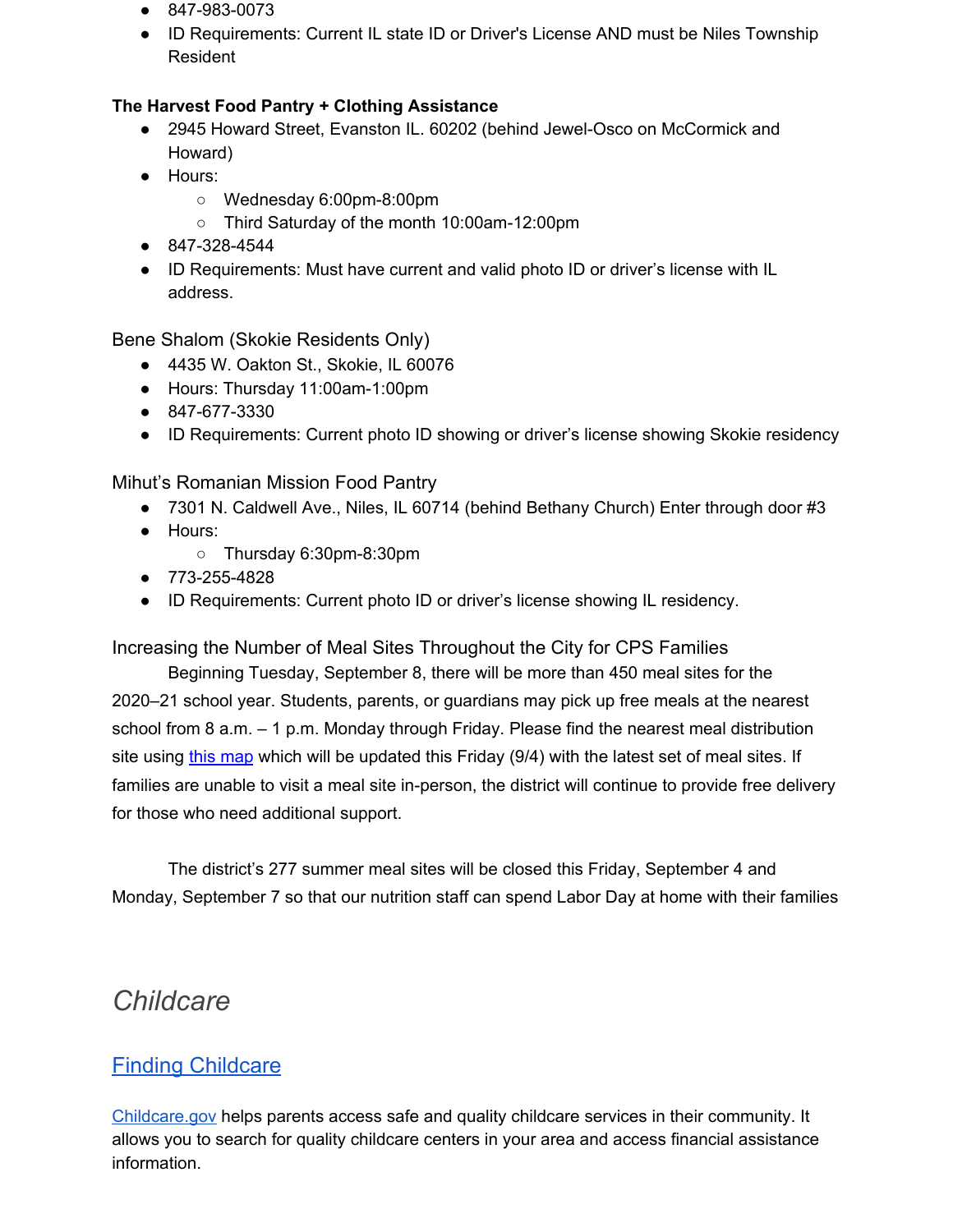- 847-983-0073
- ID Requirements: Current IL state ID or Driver's License AND must be Niles Township Resident

**The Harvest Food Pantry + Clothing Assistance**

- 2945 Howard Street, Evanston IL. 60202 (behind Jewel-Osco on McCormick and Howard)
- Hours:
  - Wednesday 6:00pm-8:00pm
  - Third Saturday of the month 10:00am-12:00pm
- 847-328-4544
- ID Requirements: Must have current and valid photo ID or driver's license with IL address.

Bene Shalom (Skokie Residents Only)

- 4435 W. Oakton St., Skokie, IL 60076
- Hours: Thursday 11:00am-1:00pm
- 847-677-3330
- ID Requirements: Current photo ID showing or driver's license showing Skokie residency

Mihut's Romanian Mission Food Pantry

- 7301 N. Caldwell Ave., Niles, IL 60714 (behind Bethany Church) Enter through door #3
- Hours:
  - Thursday 6:30pm-8:30pm
- 773-255-4828
- ID Requirements: Current photo ID or driver's license showing IL residency.

Increasing the Number of Meal Sites Throughout the City for CPS Families

Beginning Tuesday, September 8, there will be more than 450 meal sites for the 2020–21 school year. Students, parents, or guardians may pick up free meals at the nearest school from 8 a.m. – 1 p.m. Monday through Friday. Please find the nearest meal distribution site using [this map](#) which will be updated this Friday (9/4) with the latest set of meal sites. If families are unable to visit a meal site in-person, the district will continue to provide free delivery for those who need additional support.

The district's 277 summer meal sites will be closed this Friday, September 4 and Monday, September 7 so that our nutrition staff can spend Labor Day at home with their families

# *Childcare*

## [Finding Childcare](#)

[Childcare.gov](#) helps parents access safe and quality childcare services in their community. It allows you to search for quality childcare centers in your area and access financial assistance information.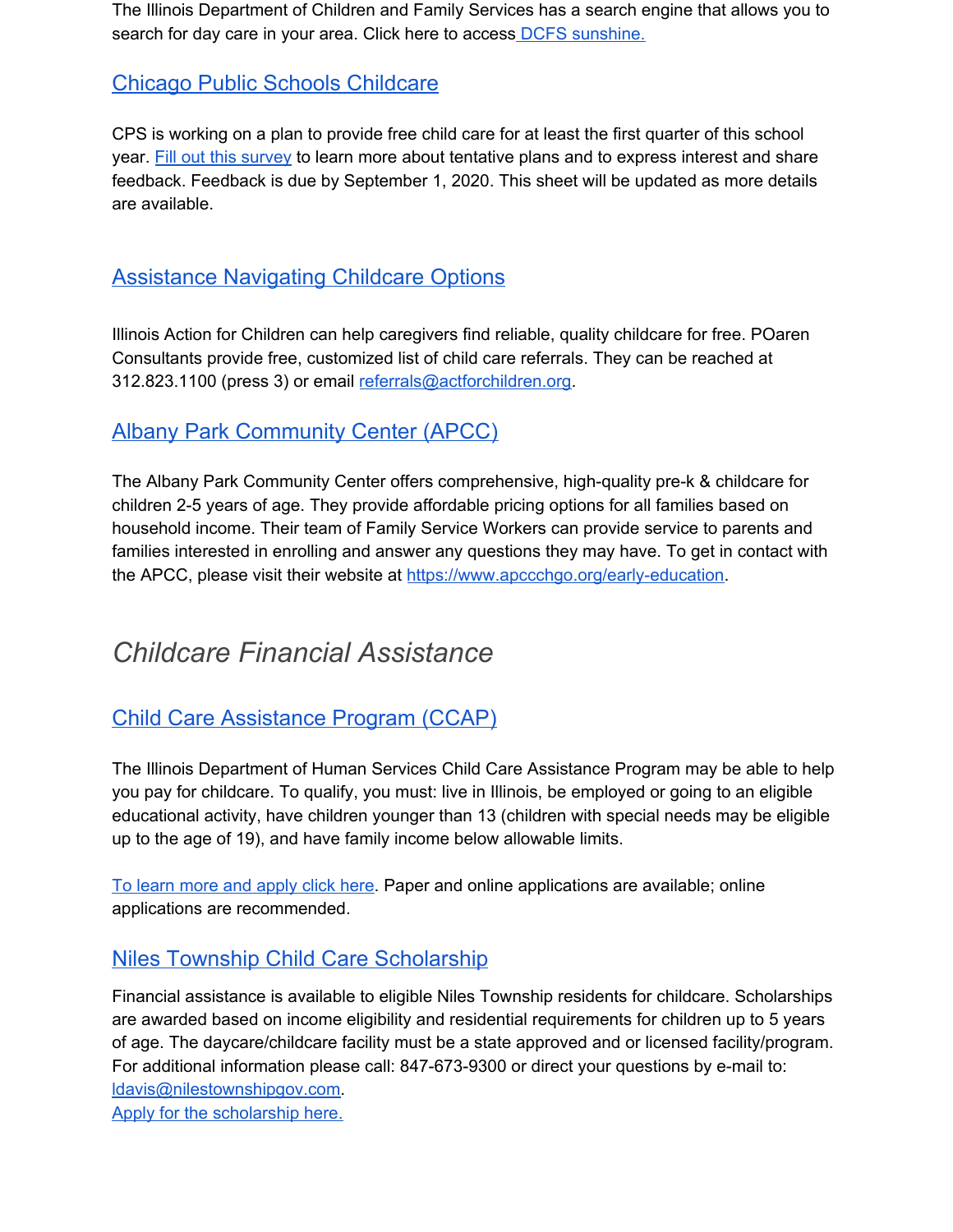The Illinois Department of Children and Family Services has a search engine that allows you to search for day care in your area. Click here to access DCFS sunshine.

## Chicago Public Schools Childcare

CPS is working on a plan to provide free child care for at least the first quarter of this school year. Fill out this survey to learn more about tentative plans and to express interest and share feedback. Feedback is due by September 1, 2020. This sheet will be updated as more details are available.

## Assistance Navigating Childcare Options

Illinois Action for Children can help caregivers find reliable, quality childcare for free. POaren Consultants provide free, customized list of child care referrals. They can be reached at 312.823.1100 (press 3) or email referrals@actforchildren.org.

## Albany Park Community Center (APCC)

The Albany Park Community Center offers comprehensive, high-quality pre-k & childcare for children 2-5 years of age. They provide affordable pricing options for all families based on household income. Their team of Family Service Workers can provide service to parents and families interested in enrolling and answer any questions they may have. To get in contact with the APCC, please visit their website at https://www.apccchgo.org/early-education.

# *Childcare Financial Assistance*

## Child Care Assistance Program (CCAP)

The Illinois Department of Human Services Child Care Assistance Program may be able to help you pay for childcare. To qualify, you must: live in Illinois, be employed or going to an eligible educational activity, have children younger than 13 (children with special needs may be eligible up to the age of 19), and have family income below allowable limits.

To learn more and apply click here. Paper and online applications are available; online applications are recommended.

## Niles Township Child Care Scholarship

Financial assistance is available to eligible Niles Township residents for childcare. Scholarships are awarded based on income eligibility and residential requirements for children up to 5 years of age. The daycare/childcare facility must be a state approved and or licensed facility/program. For additional information please call: 847-673-9300 or direct your questions by e-mail to: ldavis@nilestownshipgov.com.
Apply for the scholarship here.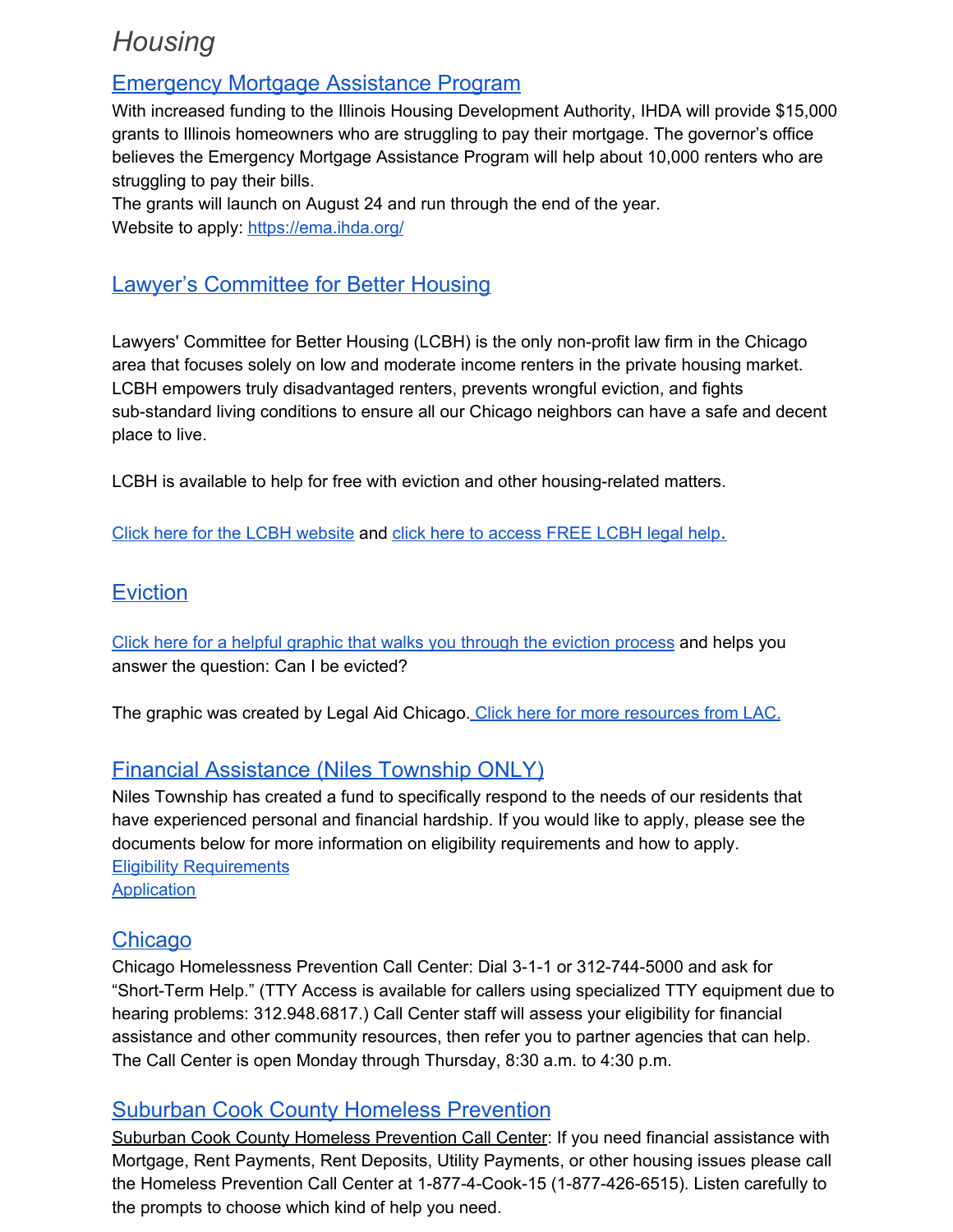# *Housing*

## Emergency Mortgage Assistance Program

With increased funding to the Illinois Housing Development Authority, IHDA will provide $15,000 grants to Illinois homeowners who are struggling to pay their mortgage. The governor's office believes the Emergency Mortgage Assistance Program will help about 10,000 renters who are struggling to pay their bills.
The grants will launch on August 24 and run through the end of the year.
Website to apply: https://ema.ihda.org/

## Lawyer's Committee for Better Housing

Lawyers' Committee for Better Housing (LCBH) is the only non-profit law firm in the Chicago area that focuses solely on low and moderate income renters in the private housing market. LCBH empowers truly disadvantaged renters, prevents wrongful eviction, and fights sub-standard living conditions to ensure all our Chicago neighbors can have a safe and decent place to live.

LCBH is available to help for free with eviction and other housing-related matters.

Click here for the LCBH website and click here to access FREE LCBH legal help.

## Eviction

Click here for a helpful graphic that walks you through the eviction process and helps you answer the question: Can I be evicted?

The graphic was created by Legal Aid Chicago. Click here for more resources from LAC.

## Financial Assistance (Niles Township ONLY)

Niles Township has created a fund to specifically respond to the needs of our residents that have experienced personal and financial hardship. If you would like to apply, please see the documents below for more information on eligibility requirements and how to apply.
Eligibility Requirements
Application

## Chicago

Chicago Homelessness Prevention Call Center: Dial 3-1-1 or 312-744-5000 and ask for "Short-Term Help." (TTY Access is available for callers using specialized TTY equipment due to hearing problems: 312.948.6817.) Call Center staff will assess your eligibility for financial assistance and other community resources, then refer you to partner agencies that can help. The Call Center is open Monday through Thursday, 8:30 a.m. to 4:30 p.m.

## Suburban Cook County Homeless Prevention

Suburban Cook County Homeless Prevention Call Center: If you need financial assistance with Mortgage, Rent Payments, Rent Deposits, Utility Payments, or other housing issues please call the Homeless Prevention Call Center at 1-877-4-Cook-15 (1-877-426-6515). Listen carefully to the prompts to choose which kind of help you need.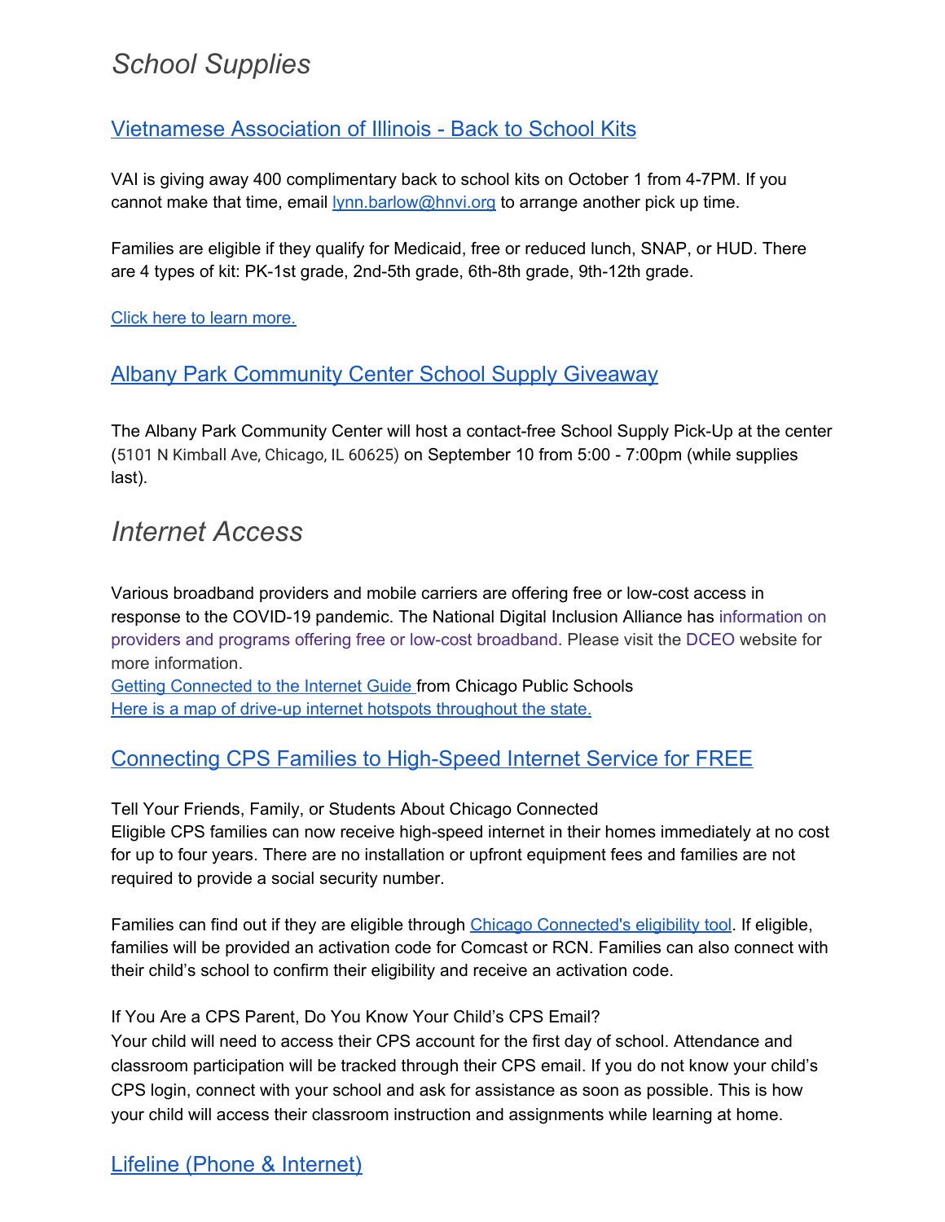# *School Supplies*

## Vietnamese Association of Illinois - Back to School Kits

VAI is giving away 400 complimentary back to school kits on October 1 from 4-7PM. If you cannot make that time, email lynn.barlow@hnvi.org to arrange another pick up time.

Families are eligible if they qualify for Medicaid, free or reduced lunch, SNAP, or HUD. There are 4 types of kit: PK-1st grade, 2nd-5th grade, 6th-8th grade, 9th-12th grade.

Click here to learn more.

## Albany Park Community Center School Supply Giveaway

The Albany Park Community Center will host a contact-free School Supply Pick-Up at the center (5101 N Kimball Ave, Chicago, IL 60625) on September 10 from 5:00 - 7:00pm (while supplies last).

# *Internet Access*

Various broadband providers and mobile carriers are offering free or low-cost access in response to the COVID-19 pandemic. The National Digital Inclusion Alliance has information on providers and programs offering free or low-cost broadband. Please visit the DCEO website for more information.
Getting Connected to the Internet Guide from Chicago Public Schools
Here is a map of drive-up internet hotspots throughout the state.

## Connecting CPS Families to High-Speed Internet Service for FREE

Tell Your Friends, Family, or Students About Chicago Connected
Eligible CPS families can now receive high-speed internet in their homes immediately at no cost for up to four years. There are no installation or upfront equipment fees and families are not required to provide a social security number.

Families can find out if they are eligible through Chicago Connected's eligibility tool. If eligible, families will be provided an activation code for Comcast or RCN. Families can also connect with their child's school to confirm their eligibility and receive an activation code.

If You Are a CPS Parent, Do You Know Your Child's CPS Email?
Your child will need to access their CPS account for the first day of school. Attendance and classroom participation will be tracked through their CPS email. If you do not know your child's CPS login, connect with your school and ask for assistance as soon as possible. This is how your child will access their classroom instruction and assignments while learning at home.

## Lifeline (Phone & Internet)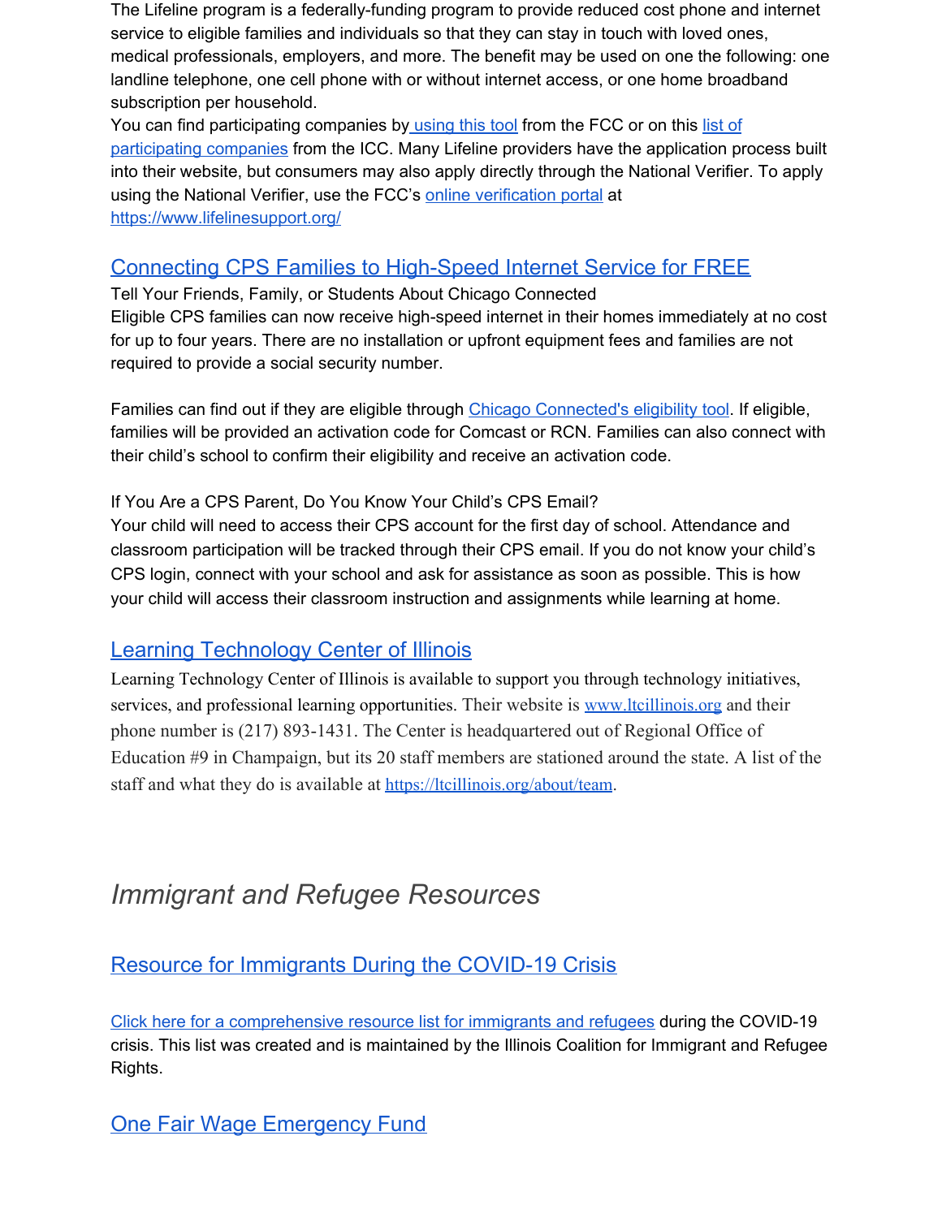The Lifeline program is a federally-funding program to provide reduced cost phone and internet service to eligible families and individuals so that they can stay in touch with loved ones, medical professionals, employers, and more. The benefit may be used on one the following: one landline telephone, one cell phone with or without internet access, or one home broadband subscription per household.

You can find participating companies by using this tool from the FCC or on this list of participating companies from the ICC. Many Lifeline providers have the application process built into their website, but consumers may also apply directly through the National Verifier. To apply using the National Verifier, use the FCC's online verification portal at https://www.lifelinesupport.org/

## Connecting CPS Families to High-Speed Internet Service for FREE

Tell Your Friends, Family, or Students About Chicago Connected

Eligible CPS families can now receive high-speed internet in their homes immediately at no cost for up to four years. There are no installation or upfront equipment fees and families are not required to provide a social security number.

Families can find out if they are eligible through Chicago Connected's eligibility tool. If eligible, families will be provided an activation code for Comcast or RCN. Families can also connect with their child's school to confirm their eligibility and receive an activation code.

If You Are a CPS Parent, Do You Know Your Child's CPS Email?

Your child will need to access their CPS account for the first day of school. Attendance and classroom participation will be tracked through their CPS email. If you do not know your child's CPS login, connect with your school and ask for assistance as soon as possible. This is how your child will access their classroom instruction and assignments while learning at home.

## Learning Technology Center of Illinois

Learning Technology Center of Illinois is available to support you through technology initiatives, services, and professional learning opportunities. Their website is www.ltcillinois.org and their phone number is (217) 893-1431. The Center is headquartered out of Regional Office of Education #9 in Champaign, but its 20 staff members are stationed around the state. A list of the staff and what they do is available at https://ltcillinois.org/about/team.

# *Immigrant and Refugee Resources*

## Resource for Immigrants During the COVID-19 Crisis

Click here for a comprehensive resource list for immigrants and refugees during the COVID-19 crisis. This list was created and is maintained by the Illinois Coalition for Immigrant and Refugee Rights.

## One Fair Wage Emergency Fund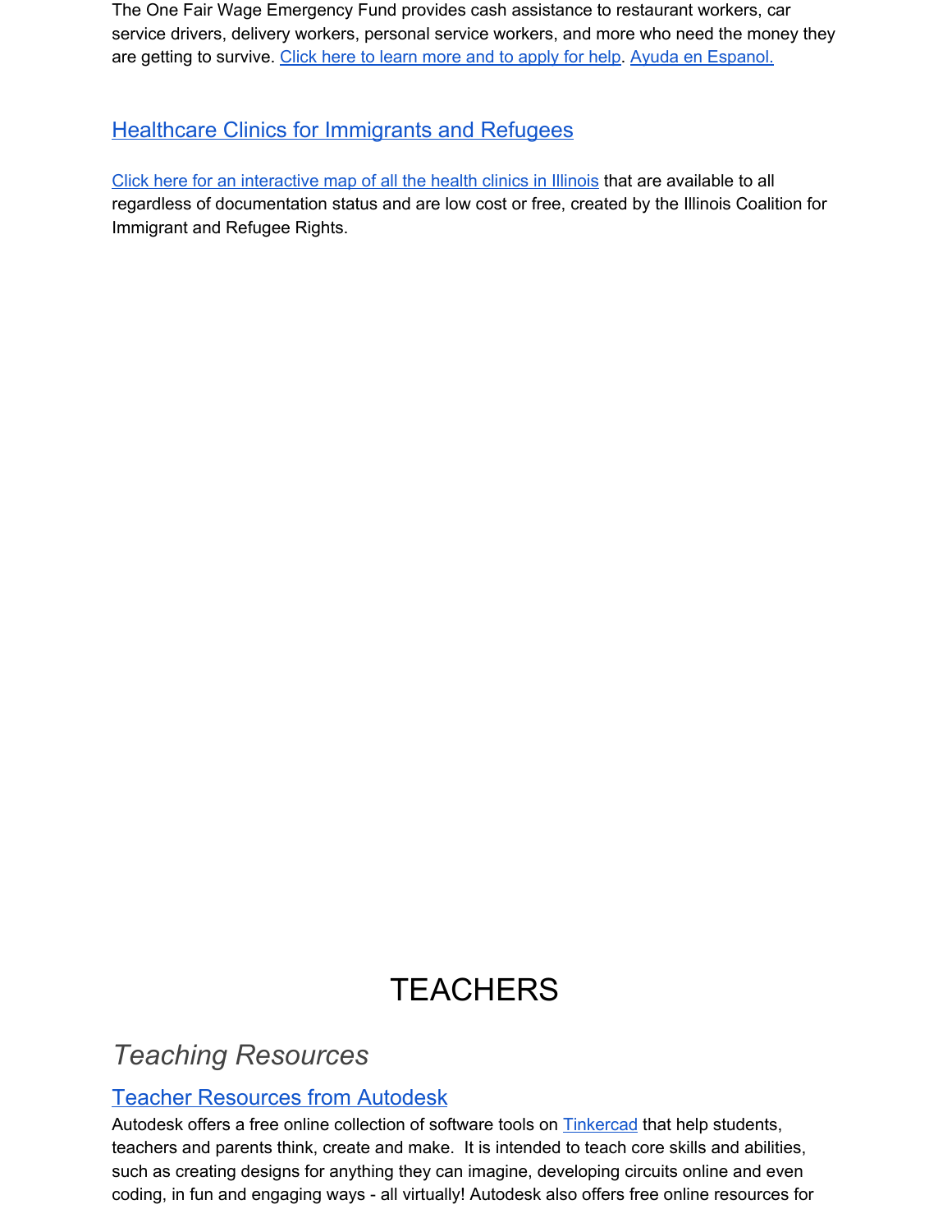The One Fair Wage Emergency Fund provides cash assistance to restaurant workers, car service drivers, delivery workers, personal service workers, and more who need the money they are getting to survive. Click here to learn more and to apply for help. Ayuda en Espanol.

### Healthcare Clinics for Immigrants and Refugees

Click here for an interactive map of all the health clinics in Illinois that are available to all regardless of documentation status and are low cost or free, created by the Illinois Coalition for Immigrant and Refugee Rights.

# TEACHERS

## *Teaching Resources*

### Teacher Resources from Autodesk

Autodesk offers a free online collection of software tools on Tinkercad that help students, teachers and parents think, create and make. It is intended to teach core skills and abilities, such as creating designs for anything they can imagine, developing circuits online and even coding, in fun and engaging ways - all virtually! Autodesk also offers free online resources for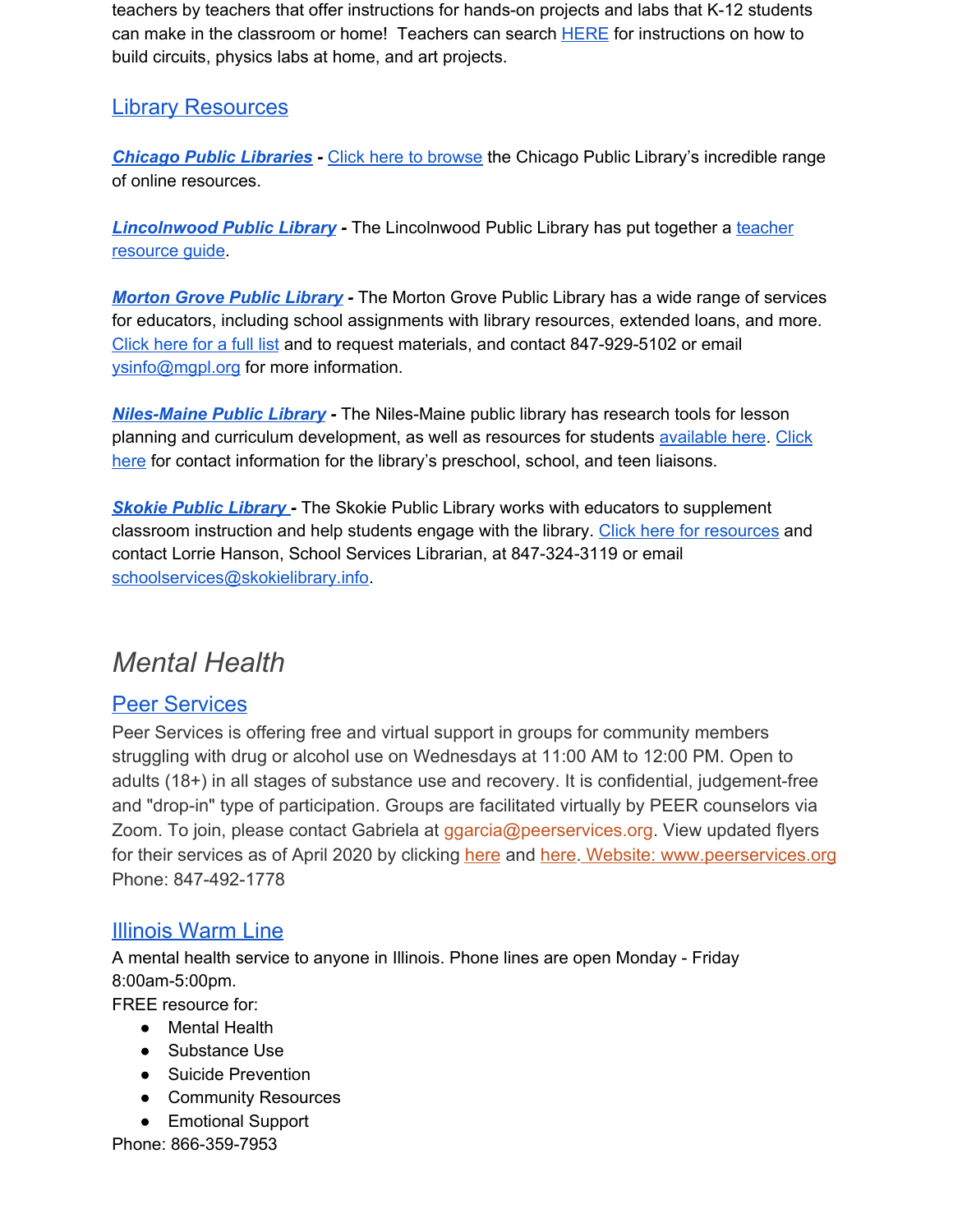teachers by teachers that offer instructions for hands-on projects and labs that K-12 students can make in the classroom or home! Teachers can search HERE for instructions on how to build circuits, physics labs at home, and art projects.

## Library Resources

***Chicago Public Libraries*** **-** Click here to browse the Chicago Public Library's incredible range of online resources.

***Lincolnwood Public Library*** **-** The Lincolnwood Public Library has put together a teacher resource guide.

***Morton Grove Public Library*** **-** The Morton Grove Public Library has a wide range of services for educators, including school assignments with library resources, extended loans, and more. Click here for a full list and to request materials, and contact 847-929-5102 or email ysinfo@mgpl.org for more information.

***Niles-Maine Public Library*** **-** The Niles-Maine public library has research tools for lesson planning and curriculum development, as well as resources for students available here. Click here for contact information for the library's preschool, school, and teen liaisons.

***Skokie Public Library*** **-** The Skokie Public Library works with educators to supplement classroom instruction and help students engage with the library. Click here for resources and contact Lorrie Hanson, School Services Librarian, at 847-324-3119 or email schoolservices@skokielibrary.info.

# *Mental Health*

## Peer Services

Peer Services is offering free and virtual support in groups for community members struggling with drug or alcohol use on Wednesdays at 11:00 AM to 12:00 PM. Open to adults (18+) in all stages of substance use and recovery. It is confidential, judgement-free and "drop-in" type of participation. Groups are facilitated virtually by PEER counselors via Zoom. To join, please contact Gabriela at ggarcia@peerservices.org. View updated flyers for their services as of April 2020 by clicking here and here. Website: www.peerservices.org
Phone: 847-492-1778

## Illinois Warm Line

A mental health service to anyone in Illinois. Phone lines are open Monday - Friday 8:00am-5:00pm.
FREE resource for:

- Mental Health
- Substance Use
- Suicide Prevention
- Community Resources
- Emotional Support

Phone: 866-359-7953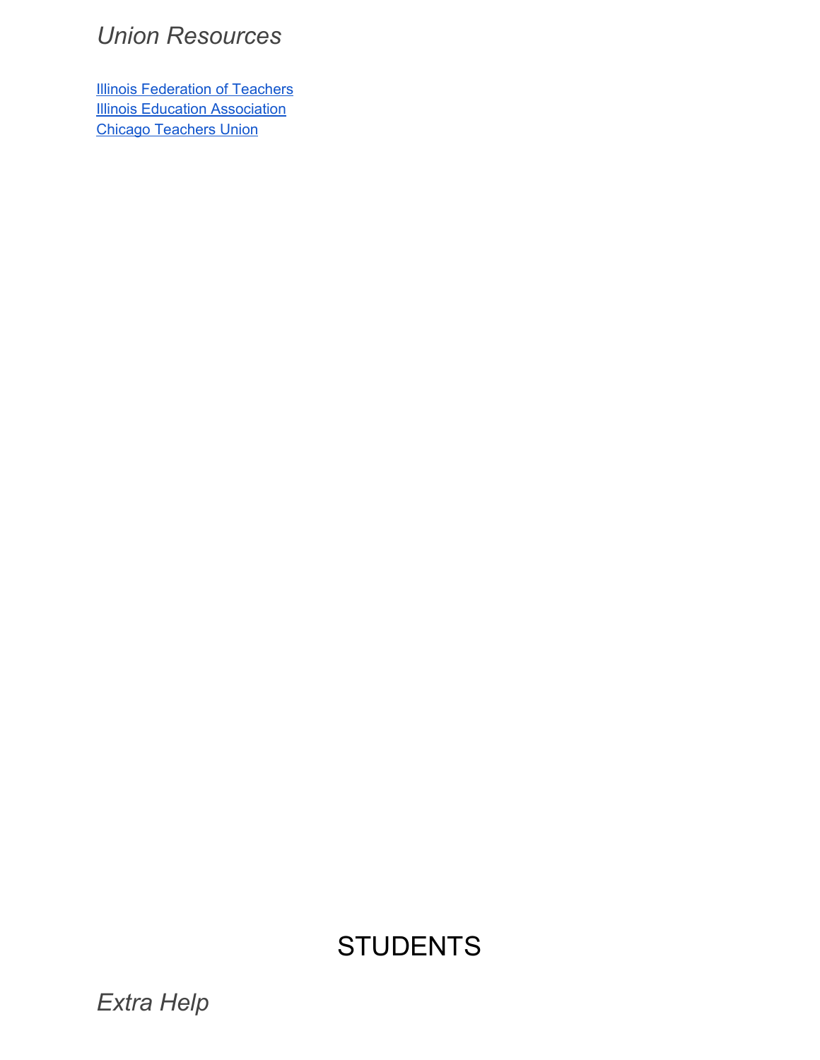### *Union Resources*

[Illinois Federation of Teachers]
[Illinois Education Association]
[Chicago Teachers Union]

# STUDENTS

### *Extra Help*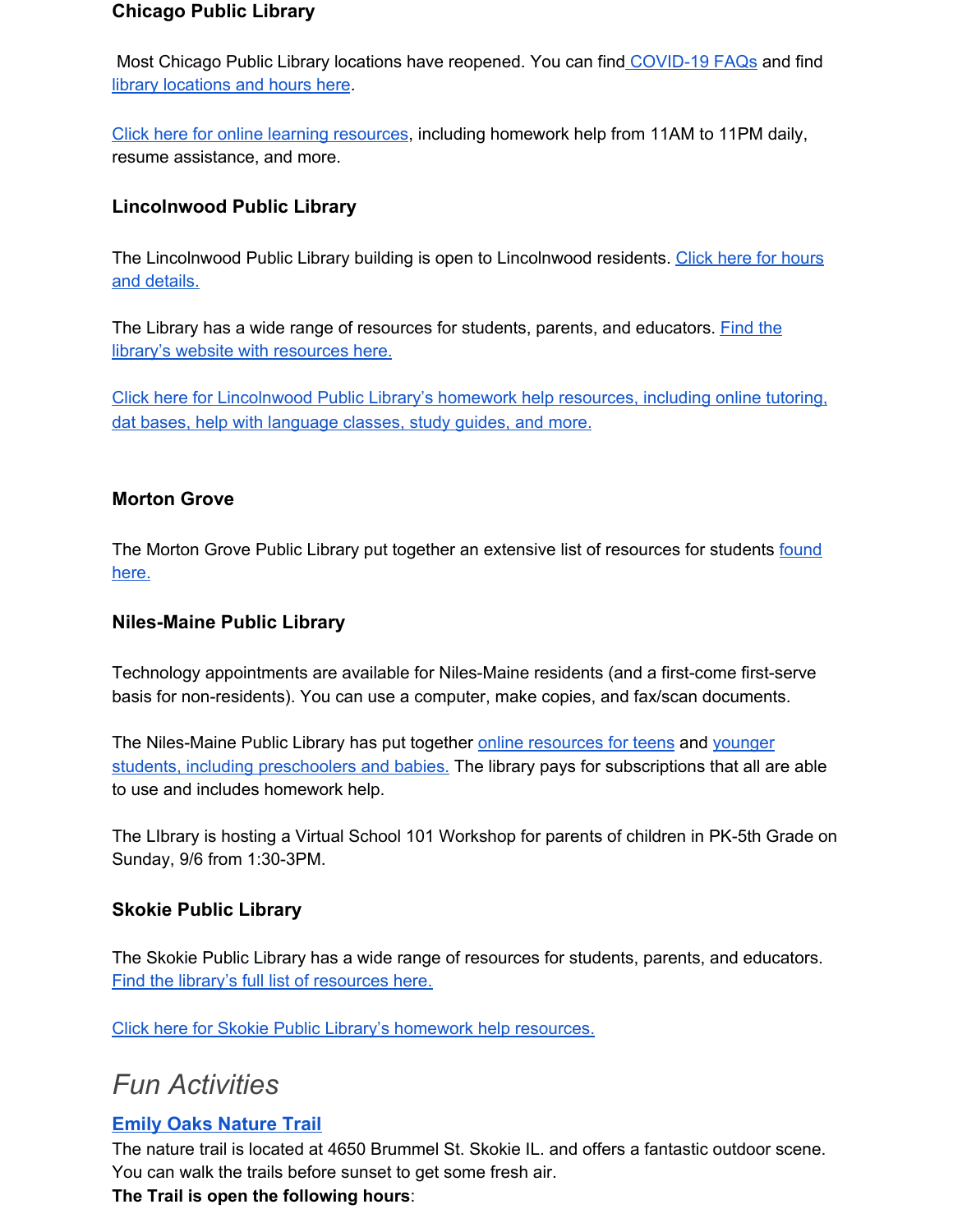### Chicago Public Library

Most Chicago Public Library locations have reopened. You can find COVID-19 FAQs and find library locations and hours here.

Click here for online learning resources, including homework help from 11AM to 11PM daily, resume assistance, and more.

### Lincolnwood Public Library

The Lincolnwood Public Library building is open to Lincolnwood residents. Click here for hours and details.

The Library has a wide range of resources for students, parents, and educators. Find the library's website with resources here.

Click here for Lincolnwood Public Library's homework help resources, including online tutoring, dat bases, help with language classes, study guides, and more.

### Morton Grove

The Morton Grove Public Library put together an extensive list of resources for students found here.

### Niles-Maine Public Library

Technology appointments are available for Niles-Maine residents (and a first-come first-serve basis for non-residents). You can use a computer, make copies, and fax/scan documents.

The Niles-Maine Public Library has put together online resources for teens and younger students, including preschoolers and babies. The library pays for subscriptions that all are able to use and includes homework help.

The LIbrary is hosting a Virtual School 101 Workshop for parents of children in PK-5th Grade on Sunday, 9/6 from 1:30-3PM.

### Skokie Public Library

The Skokie Public Library has a wide range of resources for students, parents, and educators. Find the library's full list of resources here.

Click here for Skokie Public Library's homework help resources.

## *Fun Activities*

### Emily Oaks Nature Trail

The nature trail is located at 4650 Brummel St. Skokie IL. and offers a fantastic outdoor scene. You can walk the trails before sunset to get some fresh air.

**The Trail is open the following hours**: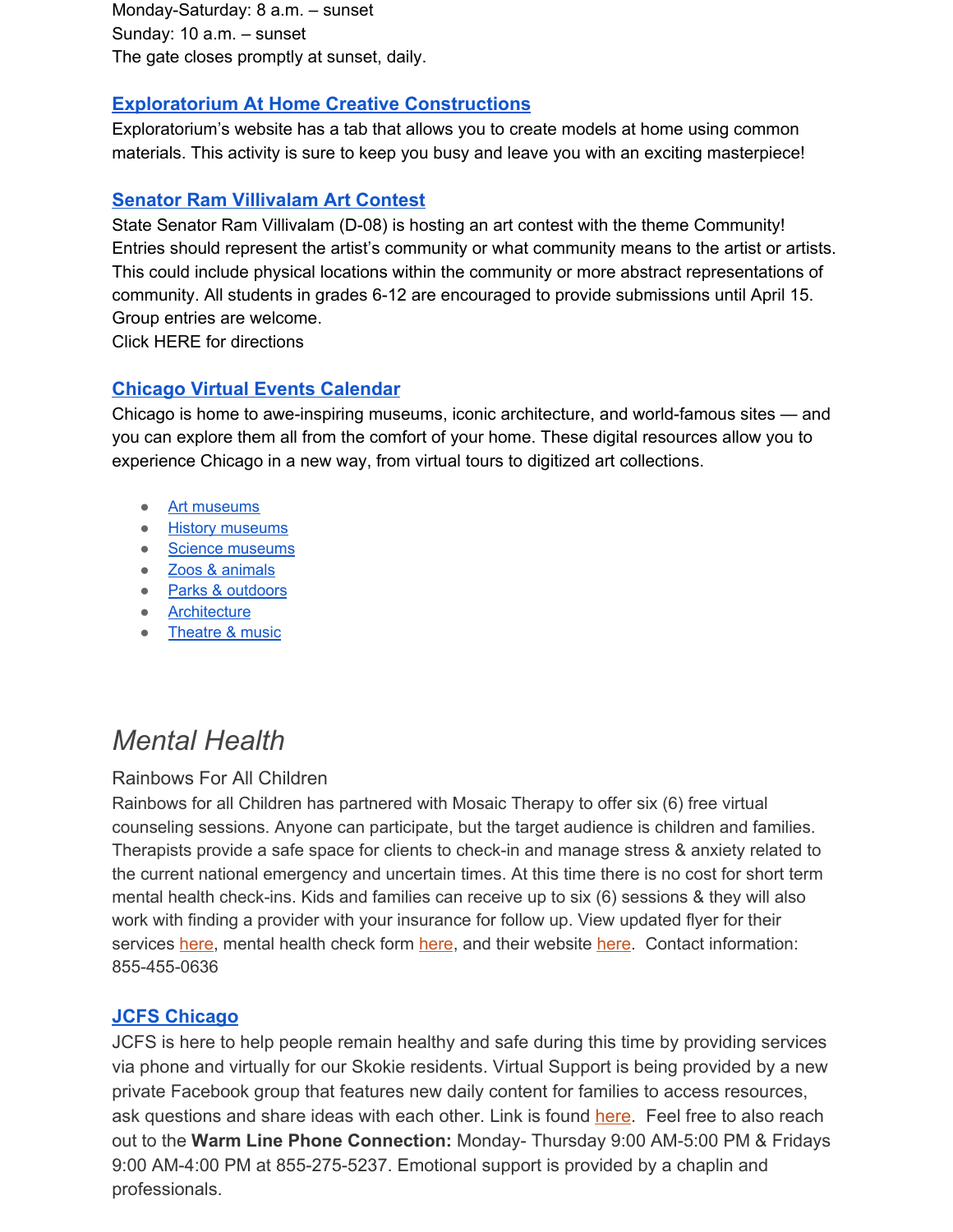Monday-Saturday: 8 a.m. – sunset
Sunday: 10 a.m. – sunset
The gate closes promptly at sunset, daily.

### Exploratorium At Home Creative Constructions

Exploratorium's website has a tab that allows you to create models at home using common materials. This activity is sure to keep you busy and leave you with an exciting masterpiece!

### Senator Ram Villivalam Art Contest

State Senator Ram Villivalam (D-08) is hosting an art contest with the theme Community! Entries should represent the artist's community or what community means to the artist or artists. This could include physical locations within the community or more abstract representations of community. All students in grades 6-12 are encouraged to provide submissions until April 15. Group entries are welcome.
Click HERE for directions

### Chicago Virtual Events Calendar

Chicago is home to awe-inspiring museums, iconic architecture, and world-famous sites — and you can explore them all from the comfort of your home. These digital resources allow you to experience Chicago in a new way, from virtual tours to digitized art collections.

- Art museums
- History museums
- Science museums
- Zoos & animals
- Parks & outdoors
- Architecture
- Theatre & music

# *Mental Health*

## Rainbows For All Children

Rainbows for all Children has partnered with Mosaic Therapy to offer six (6) free virtual counseling sessions. Anyone can participate, but the target audience is children and families. Therapists provide a safe space for clients to check-in and manage stress & anxiety related to the current national emergency and uncertain times. At this time there is no cost for short term mental health check-ins. Kids and families can receive up to six (6) sessions & they will also work with finding a provider with your insurance for follow up. View updated flyer for their services here, mental health check form here, and their website here. Contact information: 855-455-0636

### JCFS Chicago

JCFS is here to help people remain healthy and safe during this time by providing services via phone and virtually for our Skokie residents. Virtual Support is being provided by a new private Facebook group that features new daily content for families to access resources, ask questions and share ideas with each other. Link is found here. Feel free to also reach out to the **Warm Line Phone Connection:** Monday- Thursday 9:00 AM-5:00 PM & Fridays 9:00 AM-4:00 PM at 855-275-5237. Emotional support is provided by a chaplin and professionals.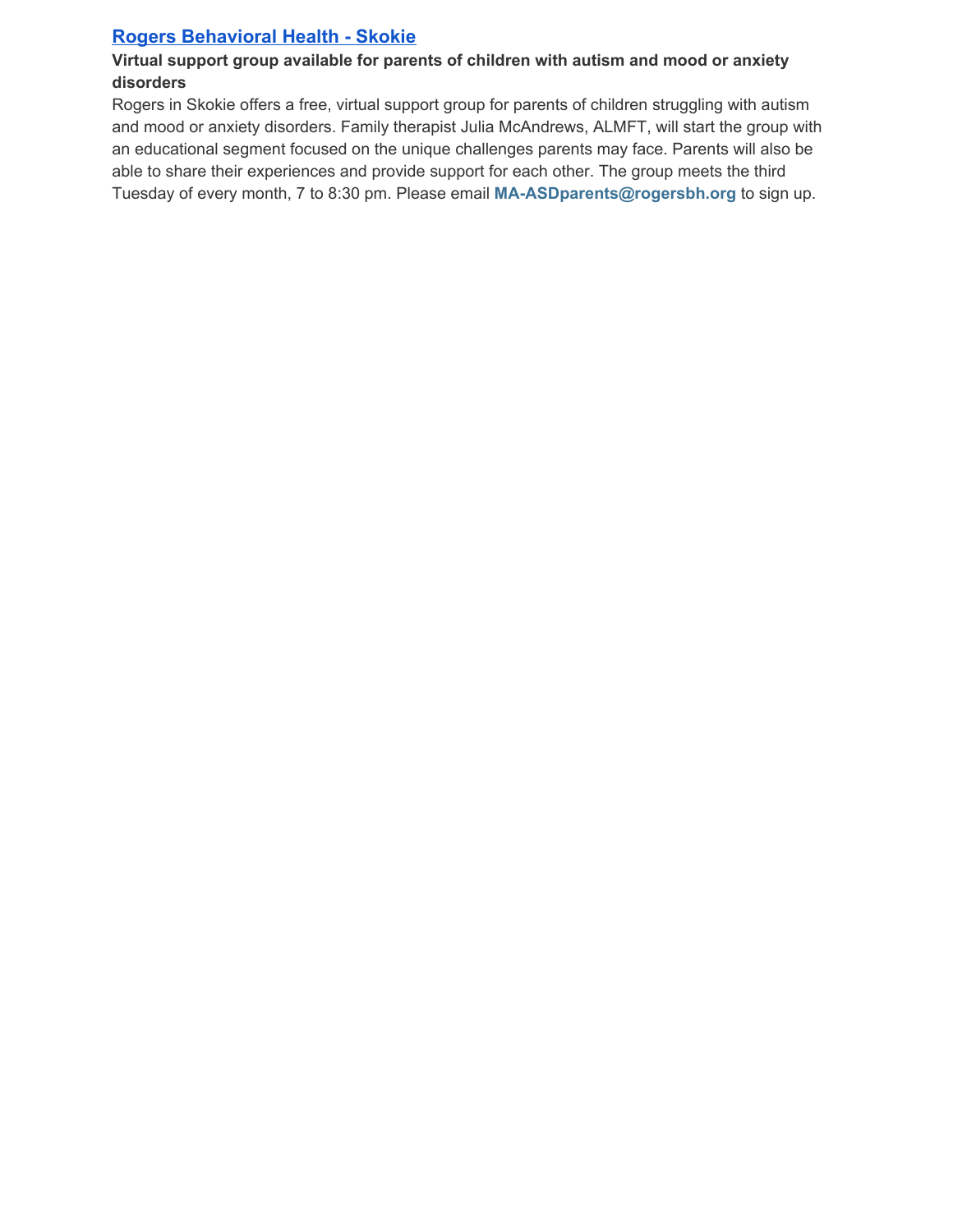## Rogers Behavioral Health - Skokie

**Virtual support group available for parents of children with autism and mood or anxiety disorders**

Rogers in Skokie offers a free, virtual support group for parents of children struggling with autism and mood or anxiety disorders. Family therapist Julia McAndrews, ALMFT, will start the group with an educational segment focused on the unique challenges parents may face. Parents will also be able to share their experiences and provide support for each other. The group meets the third Tuesday of every month, 7 to 8:30 pm. Please email **MA-ASDparents@rogersbh.org** to sign up.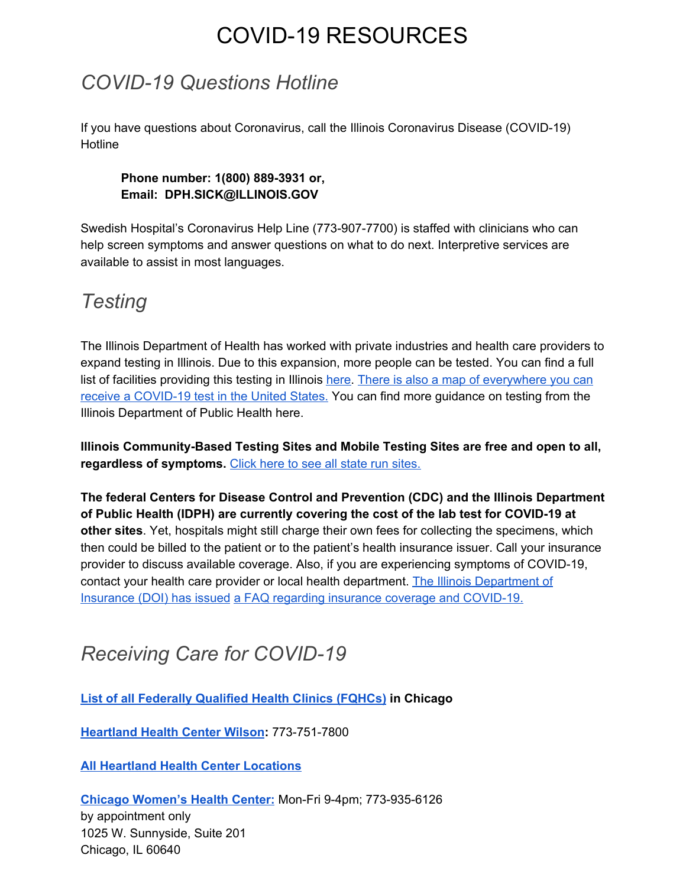# COVID-19 RESOURCES

## *COVID-19 Questions Hotline*

If you have questions about Coronavirus, call the Illinois Coronavirus Disease (COVID-19) Hotline

> **Phone number: 1(800) 889-3931 or,**
> **Email: DPH.SICK@ILLINOIS.GOV**

Swedish Hospital's Coronavirus Help Line (773-907-7700) is staffed with clinicians who can help screen symptoms and answer questions on what to do next. Interpretive services are available to assist in most languages.

## *Testing*

The Illinois Department of Health has worked with private industries and health care providers to expand testing in Illinois. Due to this expansion, more people can be tested. You can find a full list of facilities providing this testing in Illinois here. There is also a map of everywhere you can receive a COVID-19 test in the United States. You can find more guidance on testing from the Illinois Department of Public Health here.

**Illinois Community-Based Testing Sites and Mobile Testing Sites are free and open to all, regardless of symptoms.** Click here to see all state run sites.

**The federal Centers for Disease Control and Prevention (CDC) and the Illinois Department of Public Health (IDPH) are currently covering the cost of the lab test for COVID-19 at other sites**. Yet, hospitals might still charge their own fees for collecting the specimens, which then could be billed to the patient or to the patient's health insurance issuer. Call your insurance provider to discuss available coverage. Also, if you are experiencing symptoms of COVID-19, contact your health care provider or local health department. The Illinois Department of Insurance (DOI) has issued a FAQ regarding insurance coverage and COVID-19.

## *Receiving Care for COVID-19*

**List of all Federally Qualified Health Clinics (FQHCs) in Chicago**

**Heartland Health Center Wilson:** 773-751-7800

**All Heartland Health Center Locations**

**Chicago Women's Health Center:** Mon-Fri 9-4pm; 773-935-6126
by appointment only
1025 W. Sunnyside, Suite 201
Chicago, IL 60640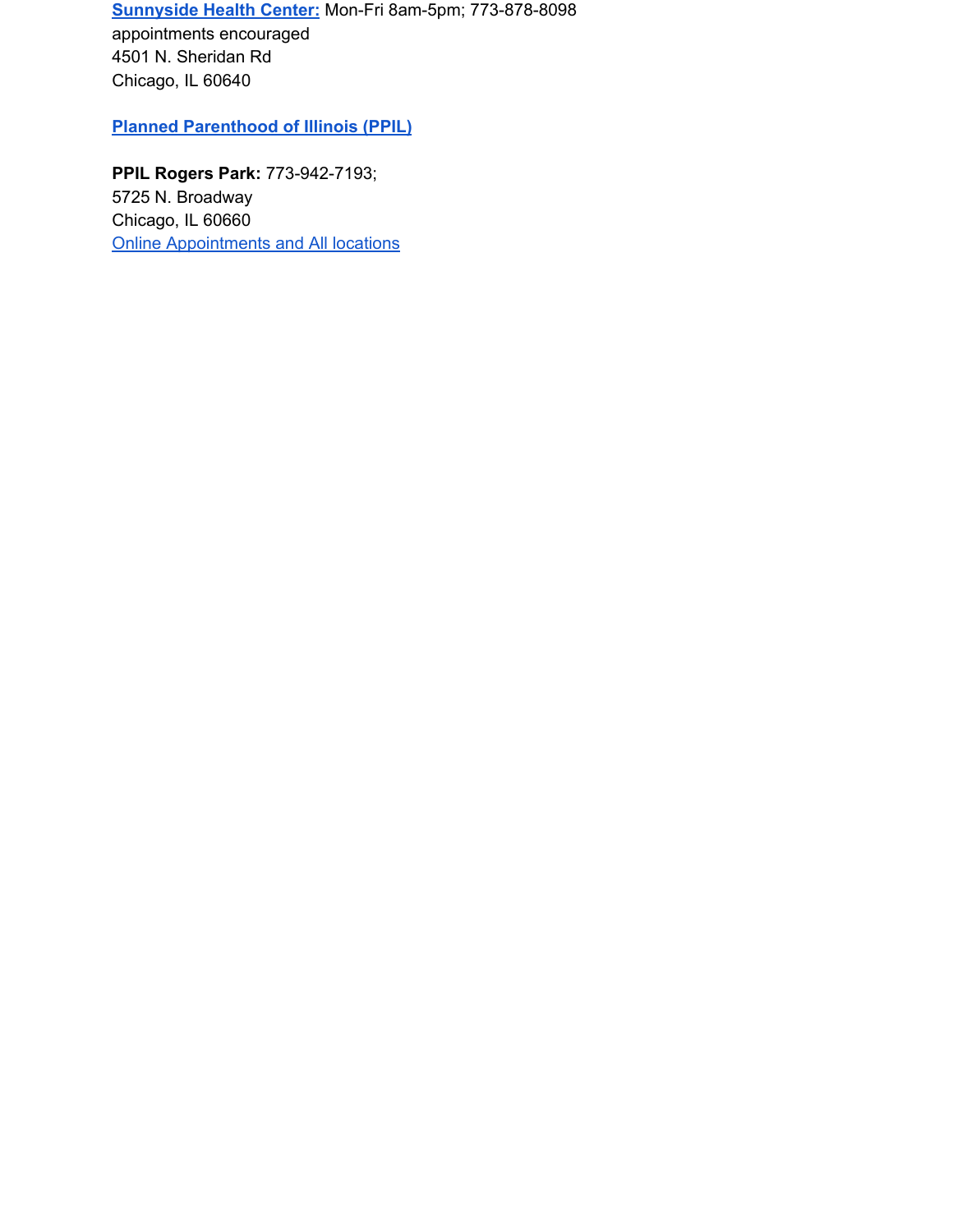**Sunnyside Health Center:** Mon-Fri 8am-5pm; 773-878-8098
appointments encouraged
4501 N. Sheridan Rd
Chicago, IL 60640

**Planned Parenthood of Illinois (PPIL)**

**PPIL Rogers Park:** 773-942-7193;
5725 N. Broadway
Chicago, IL 60660
Online Appointments and All locations